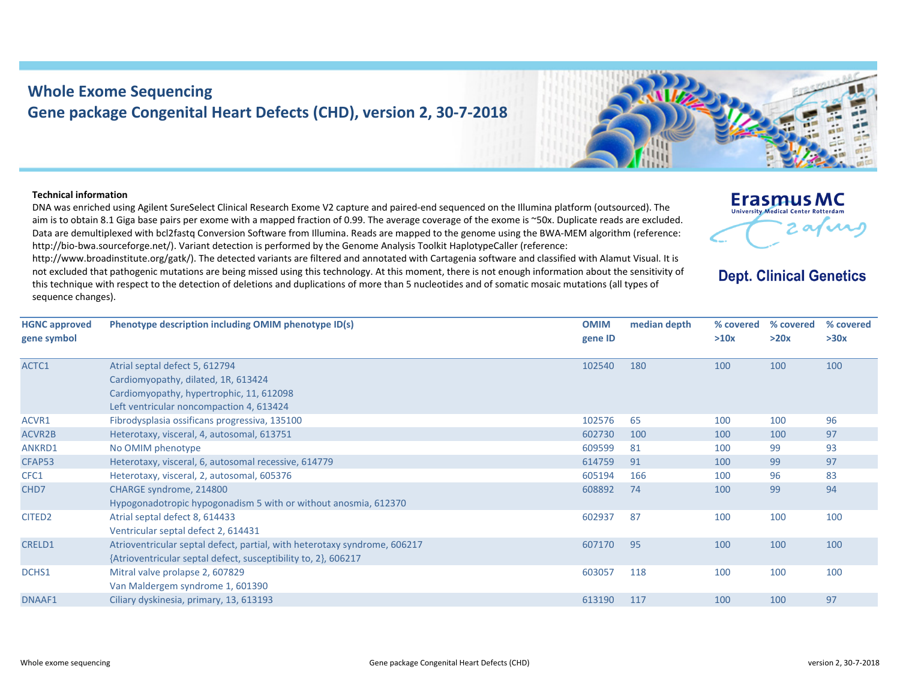# Whole Exome Sequencing

## Gene package Congenital Heart Defects (CHD), version 2, 30-7-2018

**Erasmus MC**
University Medical Center Rotterdam

**Dept. Clinical Genetics**

**Technical information**

DNA was enriched using Agilent SureSelect Clinical Research Exome V2 capture and paired-end sequenced on the Illumina platform (outsourced). The aim is to obtain 8.1 Giga base pairs per exome with a mapped fraction of 0.99. The average coverage of the exome is ~50x. Duplicate reads are excluded. Data are demultiplexed with bcl2fastq Conversion Software from Illumina. Reads are mapped to the genome using the BWA-MEM algorithm (reference: http://bio-bwa.sourceforge.net/). Variant detection is performed by the Genome Analysis Toolkit HaplotypeCaller (reference: http://www.broadinstitute.org/gatk/). The detected variants are filtered and annotated with Cartagenia software and classified with Alamut Visual. It is not excluded that pathogenic mutations are being missed using this technology. At this moment, there is not enough information about the sensitivity of this technique with respect to the detection of deletions and duplications of more than 5 nucleotides and of somatic mosaic mutations (all types of sequence changes).

| HGNC approved gene symbol | Phenotype description including OMIM phenotype ID(s) | OMIM gene ID | median depth | % covered >10x | % covered >20x | % covered >30x |
|---|---|---|---|---|---|---|
| ACTC1 | Atrial septal defect 5, 612794<br>Cardiomyopathy, dilated, 1R, 613424<br>Cardiomyopathy, hypertrophic, 11, 612098<br>Left ventricular noncompaction 4, 613424 | 102540 | 180 | 100 | 100 | 100 |
| ACVR1 | Fibrodysplasia ossificans progressiva, 135100 | 102576 | 65 | 100 | 100 | 96 |
| ACVR2B | Heterotaxy, visceral, 4, autosomal, 613751 | 602730 | 100 | 100 | 100 | 97 |
| ANKRD1 | No OMIM phenotype | 609599 | 81 | 100 | 99 | 93 |
| CFAP53 | Heterotaxy, visceral, 6, autosomal recessive, 614779 | 614759 | 91 | 100 | 99 | 97 |
| CFC1 | Heterotaxy, visceral, 2, autosomal, 605376 | 605194 | 166 | 100 | 96 | 83 |
| CHD7 | CHARGE syndrome, 214800<br>Hypogonadotropic hypogonadism 5 with or without anosmia, 612370 | 608892 | 74 | 100 | 99 | 94 |
| CITED2 | Atrial septal defect 8, 614433<br>Ventricular septal defect 2, 614431 | 602937 | 87 | 100 | 100 | 100 |
| CRELD1 | Atrioventricular septal defect, partial, with heterotaxy syndrome, 606217<br>{Atrioventricular septal defect, susceptibility to, 2}, 606217 | 607170 | 95 | 100 | 100 | 100 |
| DCHS1 | Mitral valve prolapse 2, 607829<br>Van Maldergem syndrome 1, 601390 | 603057 | 118 | 100 | 100 | 100 |
| DNAAF1 | Ciliary dyskinesia, primary, 13, 613193 | 613190 | 117 | 100 | 100 | 97 |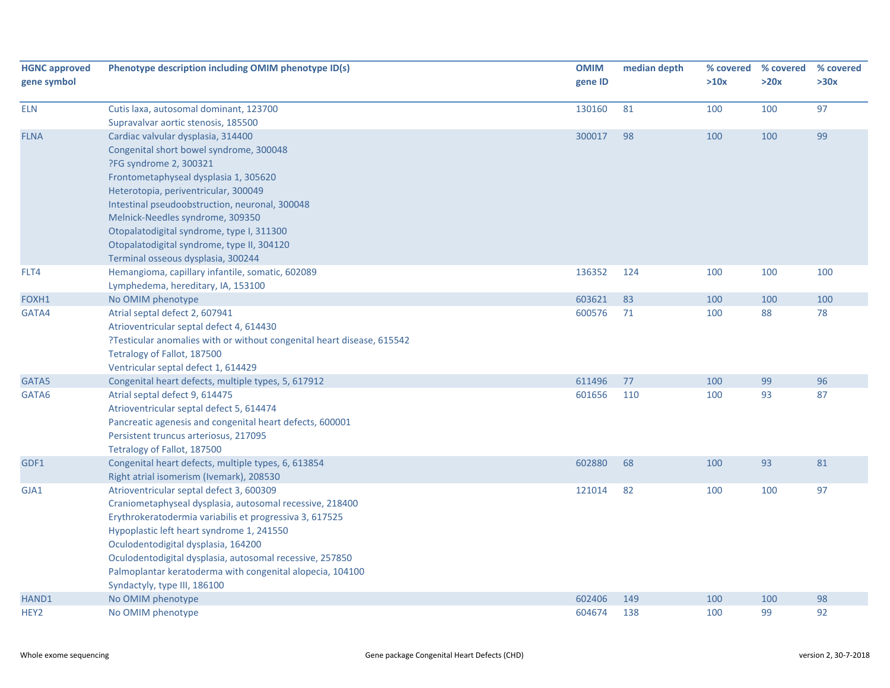| HGNC approved gene symbol | Phenotype description including OMIM phenotype ID(s) | OMIM gene ID | median depth | % covered >10x | % covered >20x | % covered >30x |
|---|---|---|---|---|---|---|
| ELN | Cutis laxa, autosomal dominant, 123700<br>Supravalvar aortic stenosis, 185500 | 130160 | 81 | 100 | 100 | 97 |
| FLNA | Cardiac valvular dysplasia, 314400<br>Congenital short bowel syndrome, 300048<br>?FG syndrome 2, 300321<br>Frontometaphyseal dysplasia 1, 305620<br>Heterotopia, periventricular, 300049<br>Intestinal pseudoobstruction, neuronal, 300048<br>Melnick-Needles syndrome, 309350<br>Otopalatodigital syndrome, type I, 311300<br>Otopalatodigital syndrome, type II, 304120<br>Terminal osseous dysplasia, 300244 | 300017 | 98 | 100 | 100 | 99 |
| FLT4 | Hemangioma, capillary infantile, somatic, 602089<br>Lymphedema, hereditary, IA, 153100 | 136352 | 124 | 100 | 100 | 100 |
| FOXH1 | No OMIM phenotype | 603621 | 83 | 100 | 100 | 100 |
| GATA4 | Atrial septal defect 2, 607941<br>Atrioventricular septal defect 4, 614430<br>?Testicular anomalies with or without congenital heart disease, 615542<br>Tetralogy of Fallot, 187500<br>Ventricular septal defect 1, 614429 | 600576 | 71 | 100 | 88 | 78 |
| GATA5 | Congenital heart defects, multiple types, 5, 617912 | 611496 | 77 | 100 | 99 | 96 |
| GATA6 | Atrial septal defect 9, 614475<br>Atrioventricular septal defect 5, 614474<br>Pancreatic agenesis and congenital heart defects, 600001<br>Persistent truncus arteriosus, 217095<br>Tetralogy of Fallot, 187500 | 601656 | 110 | 100 | 93 | 87 |
| GDF1 | Congenital heart defects, multiple types, 6, 613854<br>Right atrial isomerism (Ivemark), 208530 | 602880 | 68 | 100 | 93 | 81 |
| GJA1 | Atrioventricular septal defect 3, 600309<br>Craniometaphyseal dysplasia, autosomal recessive, 218400<br>Erythrokeratodermia variabilis et progressiva 3, 617525<br>Hypoplastic left heart syndrome 1, 241550<br>Oculodentodigital dysplasia, 164200<br>Oculodentodigital dysplasia, autosomal recessive, 257850<br>Palmoplantar keratoderma with congenital alopecia, 104100<br>Syndactyly, type III, 186100 | 121014 | 82 | 100 | 100 | 97 |
| HAND1 | No OMIM phenotype | 602406 | 149 | 100 | 100 | 98 |
| HEY2 | No OMIM phenotype | 604674 | 138 | 100 | 99 | 92 |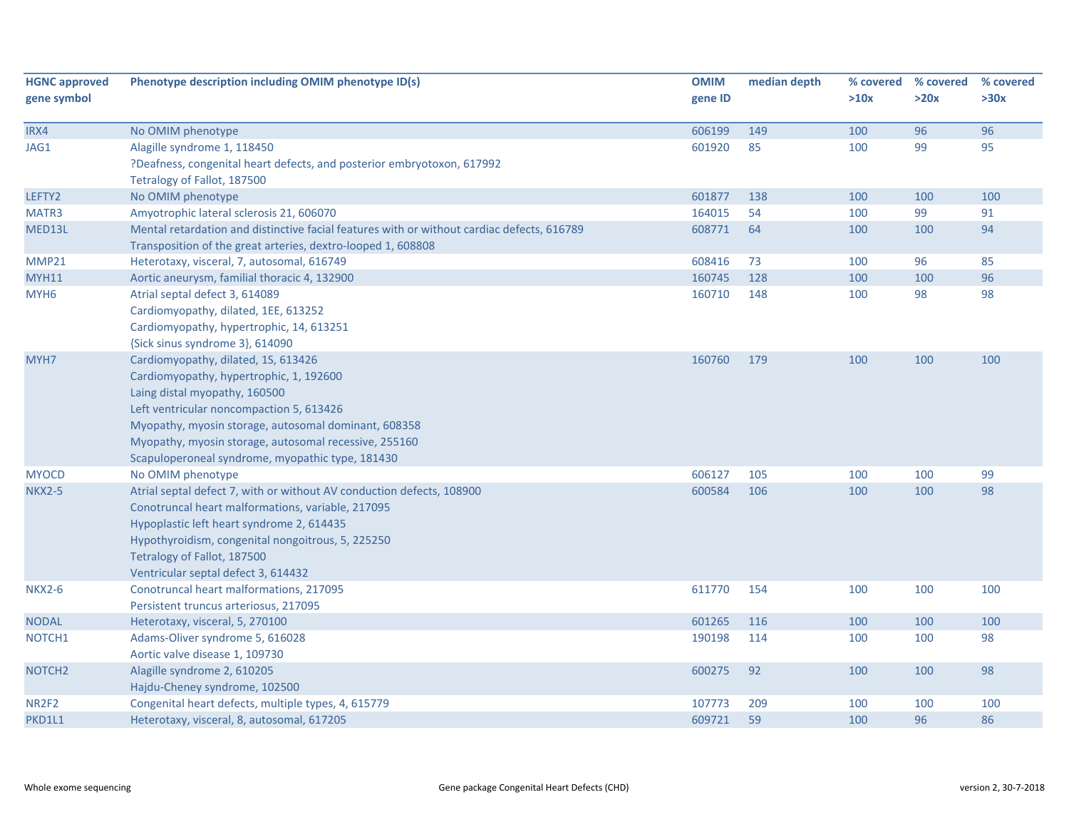| HGNC approved gene symbol | Phenotype description including OMIM phenotype ID(s) | OMIM gene ID | median depth | % covered >10x | % covered >20x | % covered >30x |
|---|---|---|---|---|---|---|
| IRX4 | No OMIM phenotype | 606199 | 149 | 100 | 96 | 96 |
| JAG1 | Alagille syndrome 1, 118450<br>?Deafness, congenital heart defects, and posterior embryotoxon, 617992<br>Tetralogy of Fallot, 187500 | 601920 | 85 | 100 | 99 | 95 |
| LEFTY2 | No OMIM phenotype | 601877 | 138 | 100 | 100 | 100 |
| MATR3 | Amyotrophic lateral sclerosis 21, 606070 | 164015 | 54 | 100 | 99 | 91 |
| MED13L | Mental retardation and distinctive facial features with or without cardiac defects, 616789<br>Transposition of the great arteries, dextro-looped 1, 608808 | 608771 | 64 | 100 | 100 | 94 |
| MMP21 | Heterotaxy, visceral, 7, autosomal, 616749 | 608416 | 73 | 100 | 96 | 85 |
| MYH11 | Aortic aneurysm, familial thoracic 4, 132900 | 160745 | 128 | 100 | 100 | 96 |
| MYH6 | Atrial septal defect 3, 614089<br>Cardiomyopathy, dilated, 1EE, 613252<br>Cardiomyopathy, hypertrophic, 14, 613251<br>{Sick sinus syndrome 3}, 614090 | 160710 | 148 | 100 | 98 | 98 |
| MYH7 | Cardiomyopathy, dilated, 1S, 613426<br>Cardiomyopathy, hypertrophic, 1, 192600<br>Laing distal myopathy, 160500<br>Left ventricular noncompaction 5, 613426<br>Myopathy, myosin storage, autosomal dominant, 608358<br>Myopathy, myosin storage, autosomal recessive, 255160<br>Scapuloperoneal syndrome, myopathic type, 181430 | 160760 | 179 | 100 | 100 | 100 |
| MYOCD | No OMIM phenotype | 606127 | 105 | 100 | 100 | 99 |
| NKX2-5 | Atrial septal defect 7, with or without AV conduction defects, 108900<br>Conotruncal heart malformations, variable, 217095<br>Hypoplastic left heart syndrome 2, 614435<br>Hypothyroidism, congenital nongoitrous, 5, 225250<br>Tetralogy of Fallot, 187500<br>Ventricular septal defect 3, 614432 | 600584 | 106 | 100 | 100 | 98 |
| NKX2-6 | Conotruncal heart malformations, 217095<br>Persistent truncus arteriosus, 217095 | 611770 | 154 | 100 | 100 | 100 |
| NODAL | Heterotaxy, visceral, 5, 270100 | 601265 | 116 | 100 | 100 | 100 |
| NOTCH1 | Adams-Oliver syndrome 5, 616028<br>Aortic valve disease 1, 109730 | 190198 | 114 | 100 | 100 | 98 |
| NOTCH2 | Alagille syndrome 2, 610205<br>Hajdu-Cheney syndrome, 102500 | 600275 | 92 | 100 | 100 | 98 |
| NR2F2 | Congenital heart defects, multiple types, 4, 615779 | 107773 | 209 | 100 | 100 | 100 |
| PKD1L1 | Heterotaxy, visceral, 8, autosomal, 617205 | 609721 | 59 | 100 | 96 | 86 |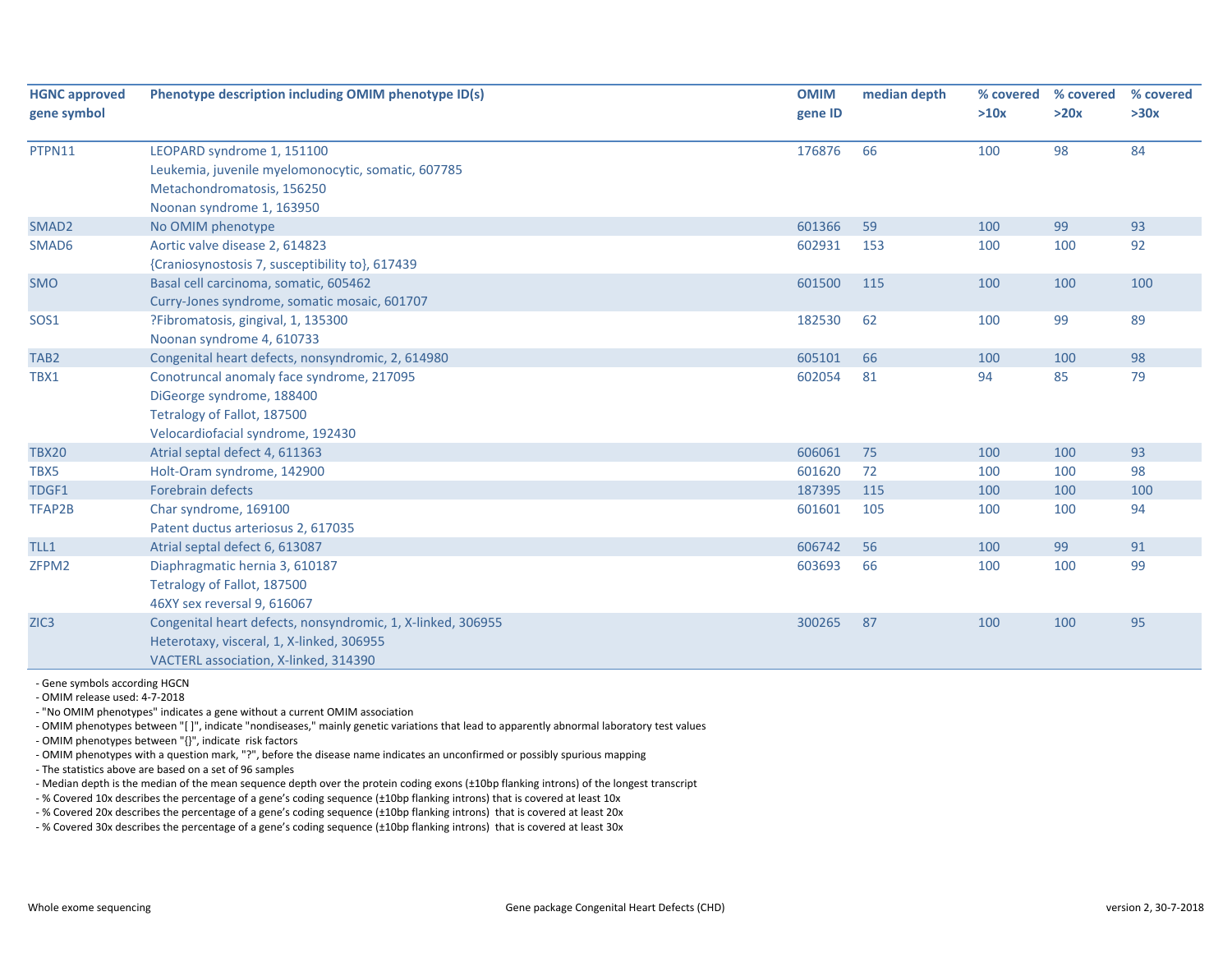| HGNC approved gene symbol | Phenotype description including OMIM phenotype ID(s) | OMIM gene ID | median depth | % covered >10x | % covered >20x | % covered >30x |
|---|---|---|---|---|---|---|
| PTPN11 | LEOPARD syndrome 1, 151100<br>Leukemia, juvenile myelomonocytic, somatic, 607785<br>Metachondromatosis, 156250<br>Noonan syndrome 1, 163950 | 176876 | 66 | 100 | 98 | 84 |
| SMAD2 | No OMIM phenotype | 601366 | 59 | 100 | 99 | 93 |
| SMAD6 | Aortic valve disease 2, 614823<br>{Craniosynostosis 7, susceptibility to}, 617439 | 602931 | 153 | 100 | 100 | 92 |
| SMO | Basal cell carcinoma, somatic, 605462<br>Curry-Jones syndrome, somatic mosaic, 601707 | 601500 | 115 | 100 | 100 | 100 |
| SOS1 | ?Fibromatosis, gingival, 1, 135300<br>Noonan syndrome 4, 610733 | 182530 | 62 | 100 | 99 | 89 |
| TAB2 | Congenital heart defects, nonsyndromic, 2, 614980 | 605101 | 66 | 100 | 100 | 98 |
| TBX1 | Conotruncal anomaly face syndrome, 217095<br>DiGeorge syndrome, 188400<br>Tetralogy of Fallot, 187500<br>Velocardiofacial syndrome, 192430 | 602054 | 81 | 94 | 85 | 79 |
| TBX20 | Atrial septal defect 4, 611363 | 606061 | 75 | 100 | 100 | 93 |
| TBX5 | Holt-Oram syndrome, 142900 | 601620 | 72 | 100 | 100 | 98 |
| TDGF1 | Forebrain defects | 187395 | 115 | 100 | 100 | 100 |
| TFAP2B | Char syndrome, 169100<br>Patent ductus arteriosus 2, 617035 | 601601 | 105 | 100 | 100 | 94 |
| TLL1 | Atrial septal defect 6, 613087 | 606742 | 56 | 100 | 99 | 91 |
| ZFPM2 | Diaphragmatic hernia 3, 610187<br>Tetralogy of Fallot, 187500<br>46XY sex reversal 9, 616067 | 603693 | 66 | 100 | 100 | 99 |
| ZIC3 | Congenital heart defects, nonsyndromic, 1, X-linked, 306955<br>Heterotaxy, visceral, 1, X-linked, 306955<br>VACTERL association, X-linked, 314390 | 300265 | 87 | 100 | 100 | 95 |

- Gene symbols according HGCN
- OMIM release used: 4-7-2018
- "No OMIM phenotypes" indicates a gene without a current OMIM association
- OMIM phenotypes between "[ ]", indicate "nondiseases," mainly genetic variations that lead to apparently abnormal laboratory test values
- OMIM phenotypes between "{}", indicate risk factors
- OMIM phenotypes with a question mark, "?", before the disease name indicates an unconfirmed or possibly spurious mapping
- The statistics above are based on a set of 96 samples
- Median depth is the median of the mean sequence depth over the protein coding exons (±10bp flanking introns) of the longest transcript
- % Covered 10x describes the percentage of a gene's coding sequence (±10bp flanking introns) that is covered at least 10x
- % Covered 20x describes the percentage of a gene's coding sequence (±10bp flanking introns) that is covered at least 20x
- % Covered 30x describes the percentage of a gene's coding sequence (±10bp flanking introns) that is covered at least 30x